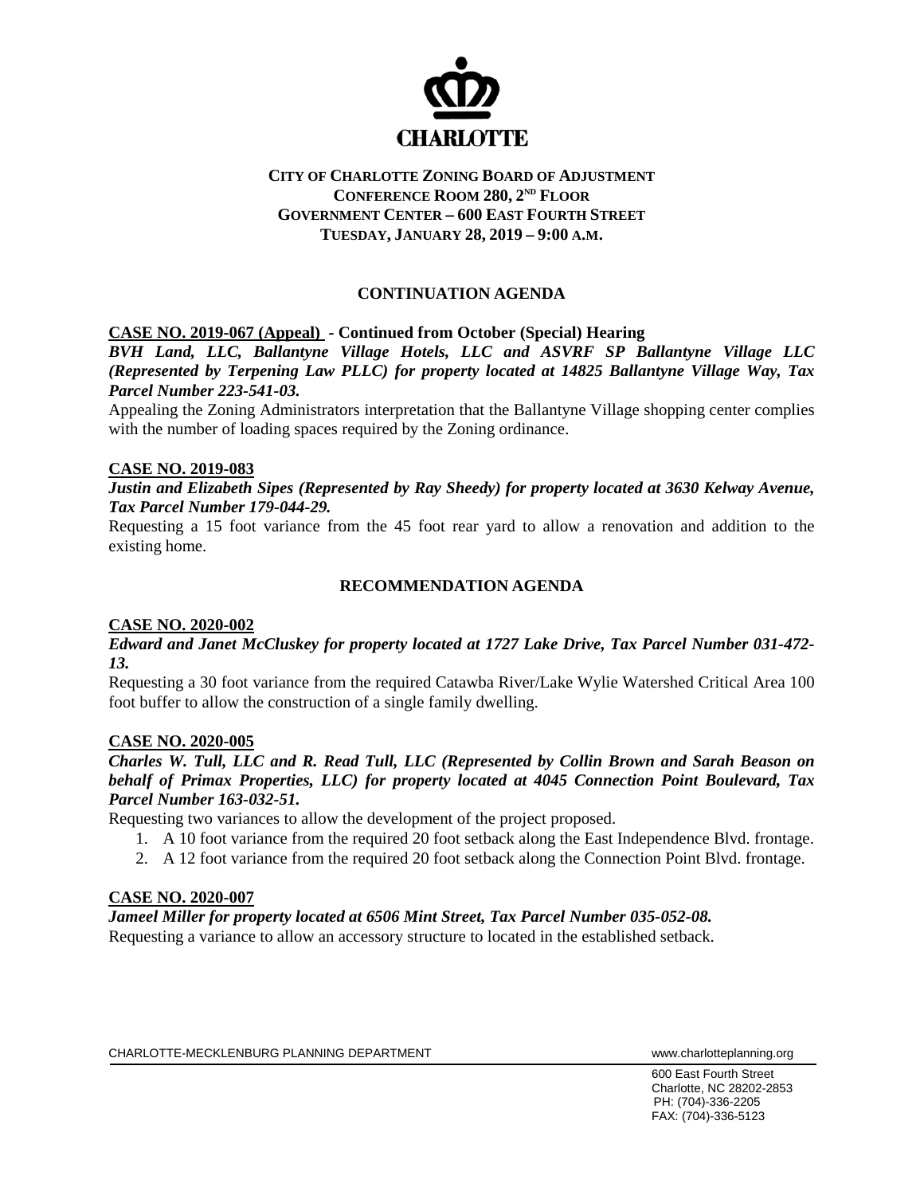CHARLOTTE

**CITY OF CHARLOTTE ZONING BOARD OF ADJUSTMENT**
**CONFERENCE ROOM 280, 2ND FLOOR**
**GOVERNMENT CENTER – 600 EAST FOURTH STREET**
**TUESDAY, JANUARY 28, 2019 – 9:00 A.M.**

## CONTINUATION AGENDA

**CASE NO. 2019-067 (Appeal) - Continued from October (Special) Hearing**

***BVH Land, LLC, Ballantyne Village Hotels, LLC and ASVRF SP Ballantyne Village LLC (Represented by Terpening Law PLLC) for property located at 14825 Ballantyne Village Way, Tax Parcel Number 223-541-03.***

Appealing the Zoning Administrators interpretation that the Ballantyne Village shopping center complies with the number of loading spaces required by the Zoning ordinance.

**CASE NO. 2019-083**

***Justin and Elizabeth Sipes (Represented by Ray Sheedy) for property located at 3630 Kelway Avenue, Tax Parcel Number 179-044-29.***

Requesting a 15 foot variance from the 45 foot rear yard to allow a renovation and addition to the existing home.

## RECOMMENDATION AGENDA

**CASE NO. 2020-002**

***Edward and Janet McCluskey for property located at 1727 Lake Drive, Tax Parcel Number 031-472-13.***

Requesting a 30 foot variance from the required Catawba River/Lake Wylie Watershed Critical Area 100 foot buffer to allow the construction of a single family dwelling.

**CASE NO. 2020-005**

***Charles W. Tull, LLC and R. Read Tull, LLC (Represented by Collin Brown and Sarah Beason on behalf of Primax Properties, LLC) for property located at 4045 Connection Point Boulevard, Tax Parcel Number 163-032-51.***

Requesting two variances to allow the development of the project proposed.

1. A 10 foot variance from the required 20 foot setback along the East Independence Blvd. frontage.
2. A 12 foot variance from the required 20 foot setback along the Connection Point Blvd. frontage.

**CASE NO. 2020-007**

***Jameel Miller for property located at 6506 Mint Street, Tax Parcel Number 035-052-08.***

Requesting a variance to allow an accessory structure to located in the established setback.

CHARLOTTE-MECKLENBURG PLANNING DEPARTMENT www.charlotteplanning.org

600 East Fourth Street
Charlotte, NC 28202-2853
PH: (704)-336-2205
FAX: (704)-336-5123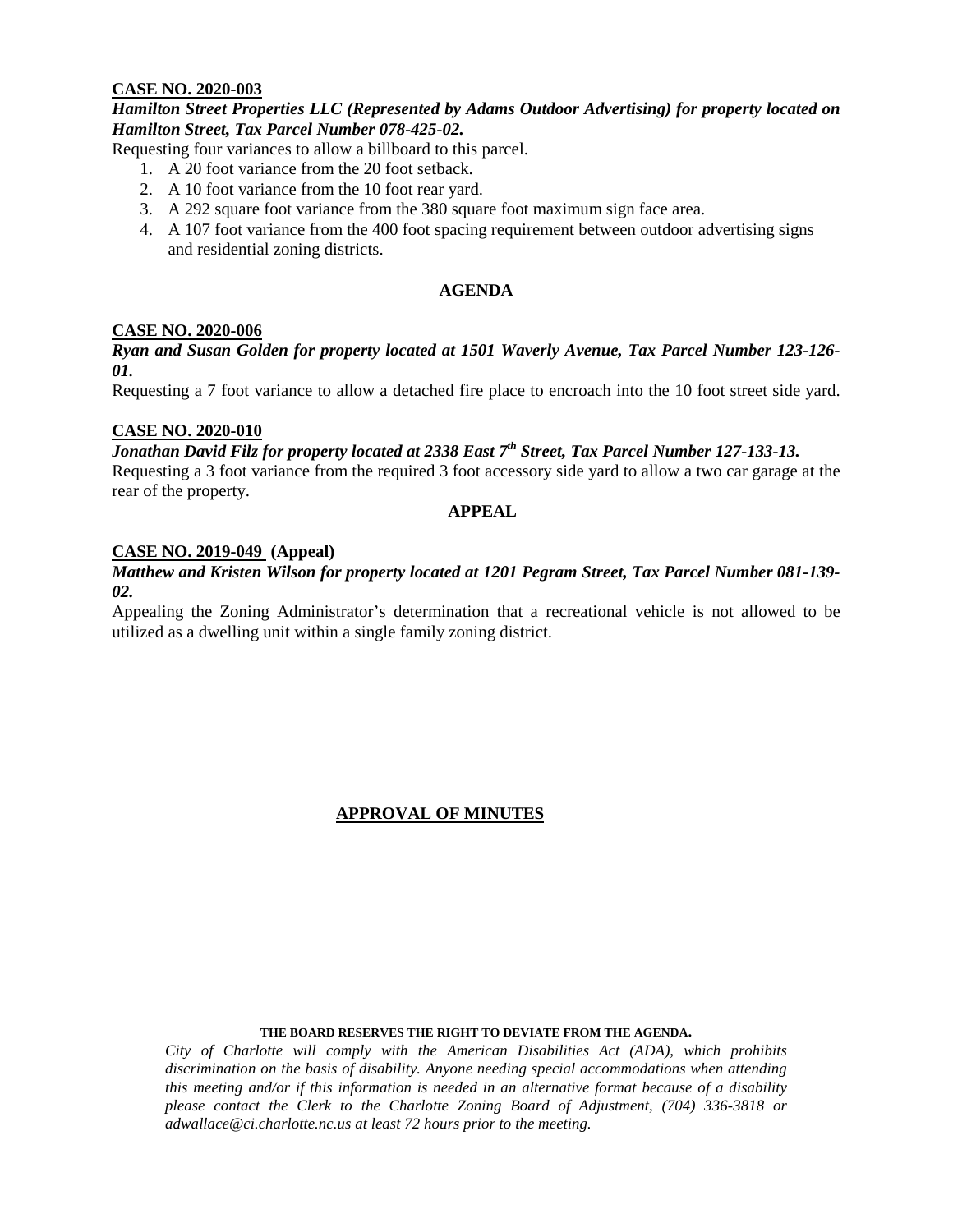**CASE NO. 2020-003**

***Hamilton Street Properties LLC (Represented by Adams Outdoor Advertising) for property located on Hamilton Street, Tax Parcel Number 078-425-02.***

Requesting four variances to allow a billboard to this parcel.

1. A 20 foot variance from the 20 foot setback.
2. A 10 foot variance from the 10 foot rear yard.
3. A 292 square foot variance from the 380 square foot maximum sign face area.
4. A 107 foot variance from the 400 foot spacing requirement between outdoor advertising signs and residential zoning districts.

## AGENDA

**CASE NO. 2020-006**

***Ryan and Susan Golden for property located at 1501 Waverly Avenue, Tax Parcel Number 123-126-01.***

Requesting a 7 foot variance to allow a detached fire place to encroach into the 10 foot street side yard.

**CASE NO. 2020-010**

***Jonathan David Filz for property located at 2338 East 7th Street, Tax Parcel Number 127-133-13.***

Requesting a 3 foot variance from the required 3 foot accessory side yard to allow a two car garage at the rear of the property.

## APPEAL

**CASE NO. 2019-049 (Appeal)**

***Matthew and Kristen Wilson for property located at 1201 Pegram Street, Tax Parcel Number 081-139-02.***

Appealing the Zoning Administrator's determination that a recreational vehicle is not allowed to be utilized as a dwelling unit within a single family zoning district.

## APPROVAL OF MINUTES

**THE BOARD RESERVES THE RIGHT TO DEVIATE FROM THE AGENDA.**

*City of Charlotte will comply with the American Disabilities Act (ADA), which prohibits discrimination on the basis of disability. Anyone needing special accommodations when attending this meeting and/or if this information is needed in an alternative format because of a disability please contact the Clerk to the Charlotte Zoning Board of Adjustment, (704) 336-3818 or adwallace@ci.charlotte.nc.us at least 72 hours prior to the meeting.*